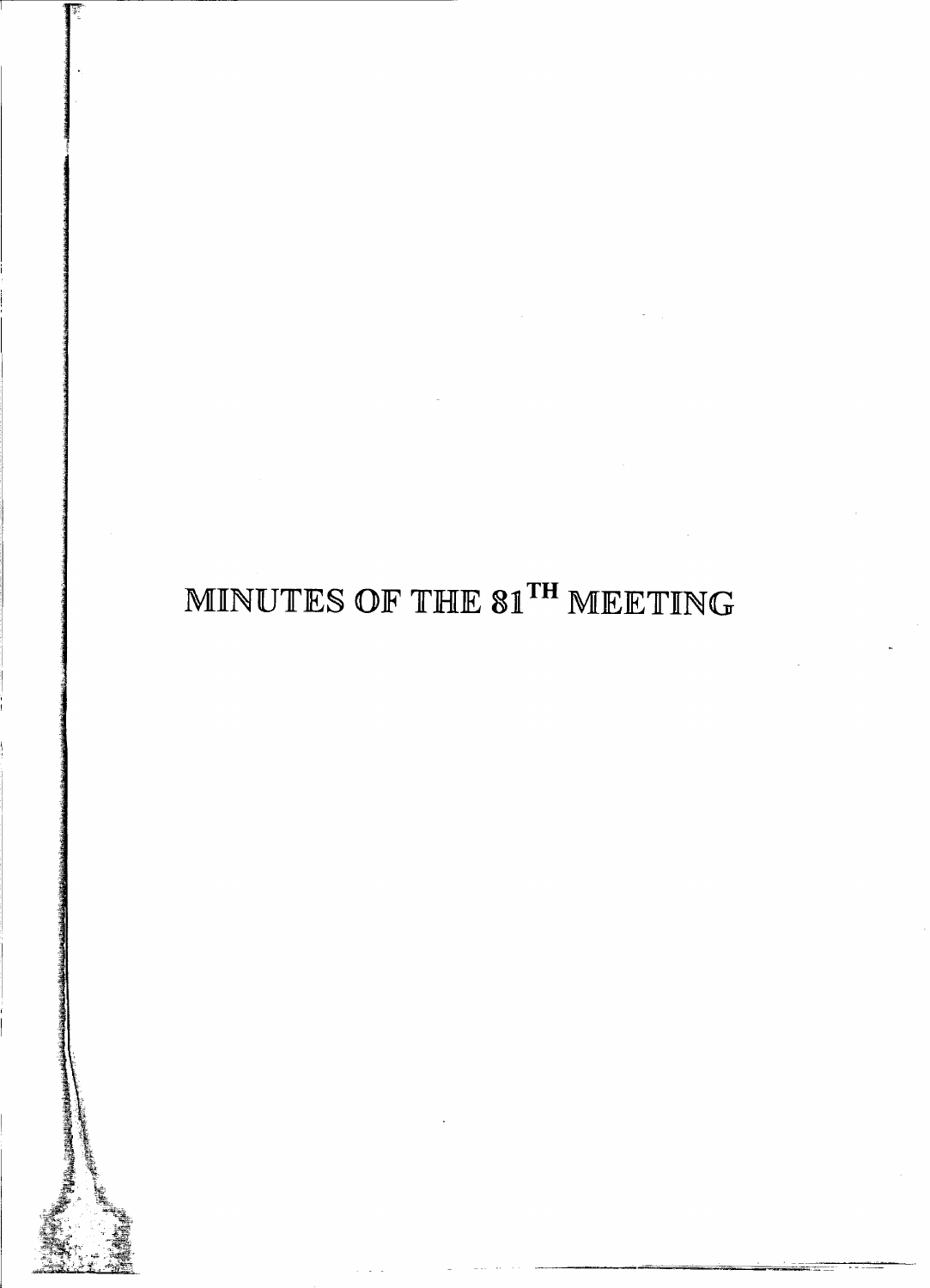# MINUTES OF THE 81^TH MEETING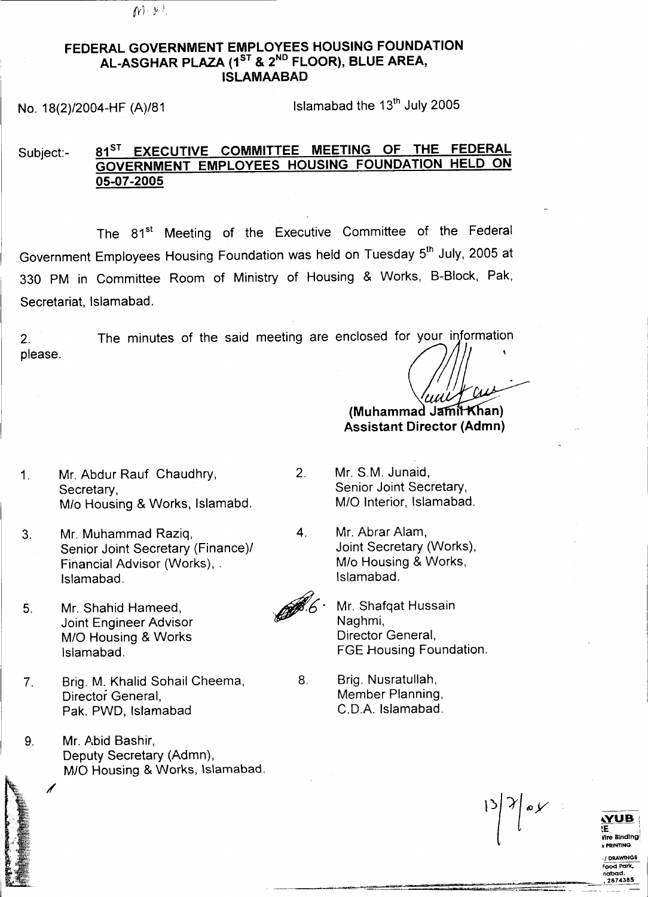# FEDERAL GOVERNMENT EMPLOYEES HOUSING FOUNDATION
## AL-ASGHAR PLAZA (1ST & 2ND FLOOR), BLUE AREA, ISLAMAABAD

No. 18(2)/2004-HF (A)/81 Islamabad the 13th July 2005

Subject:- **81ST EXECUTIVE COMMITTEE MEETING OF THE FEDERAL GOVERNMENT EMPLOYEES HOUSING FOUNDATION HELD ON 05-07-2005**

The 81st Meeting of the Executive Committee of the Federal Government Employees Housing Foundation was held on Tuesday 5th July, 2005 at 330 PM in Committee Room of Ministry of Housing & Works, B-Block, Pak, Secretariat, Islamabad.

2. The minutes of the said meeting are enclosed for your information please.

**(Muhammad Jamil Khan)**
**Assistant Director (Admn)**

1. Mr. Abdur Rauf Chaudhry,
   Secretary,
   M/o Housing & Works, Islamabd.

2. Mr. S.M. Junaid,
   Senior Joint Secretary,
   M/O Interior, Islamabad.

3. Mr. Muhammad Raziq,
   Senior Joint Secretary (Finance)/
   Financial Advisor (Works), .
   Islamabad.

4. Mr. Abrar Alam,
   Joint Secretary (Works),
   M/o Housing & Works,
   Islamabad.

5. Mr. Shahid Hameed,
   Joint Engineer Advisor
   M/O Housing & Works
   Islamabad.

6. Mr. Shafqat Hussain
   Naghmi,
   Director General,
   FGE Housing Foundation.

7. Brig. M. Khalid Sohail Cheema,
   Director General,
   Pak. PWD, Islamabad

8. Brig. Nusratullah,
   Member Planning,
   C.D.A. Islamabad.

9. Mr. Abid Bashir,
   Deputy Secretary (Admn),
   M/O Housing & Works, Islamabad.

13/7/05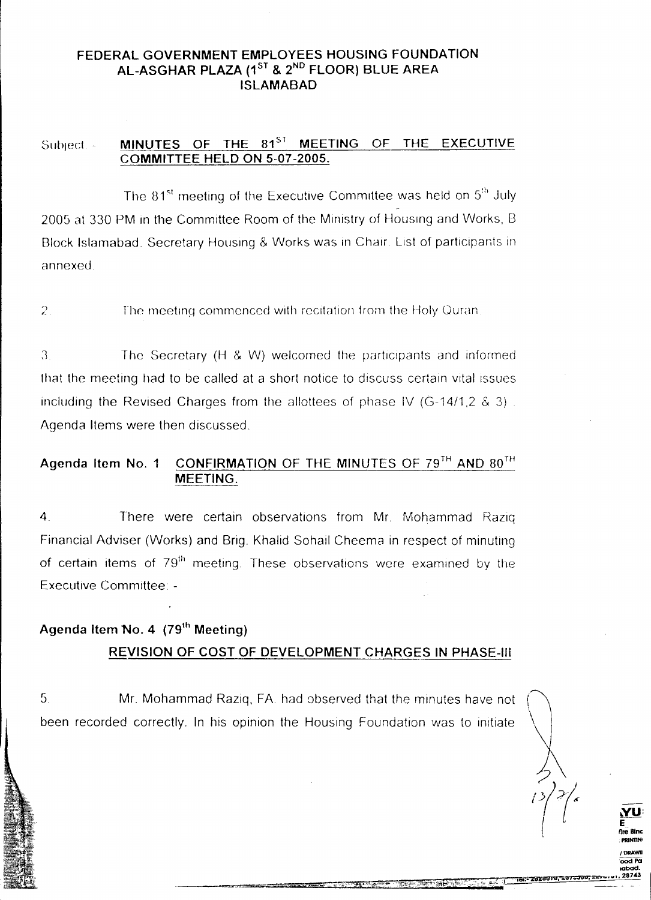# FEDERAL GOVERNMENT EMPLOYEES HOUSING FOUNDATION
## AL-ASGHAR PLAZA (1ST & 2ND FLOOR) BLUE AREA
## ISLAMABAD

Subject: - **MINUTES OF THE 81ST MEETING OF THE EXECUTIVE COMMITTEE HELD ON 5-07-2005.**

The 81st meeting of the Executive Committee was held on 5th July 2005 at 330 PM in the Committee Room of the Ministry of Housing and Works, B Block Islamabad. Secretary Housing & Works was in Chair. List of participants in annexed.

2. The meeting commenced with recitation from the Holy Quran.

3. The Secretary (H & W) welcomed the participants and informed that the meeting had to be called at a short notice to discuss certain vital issues including the Revised Charges from the allottees of phase IV (G-14/1,2 & 3). Agenda Items were then discussed.

**Agenda Item No. 1 CONFIRMATION OF THE MINUTES OF 79TH AND 80TH MEETING.**

4. There were certain observations from Mr. Mohammad Raziq Financial Adviser (Works) and Brig. Khalid Sohail Cheema in respect of minuting of certain items of 79th meeting. These observations were examined by the Executive Committee: -

**Agenda Item No. 4 (79th Meeting)**

**REVISION OF COST OF DEVELOPMENT CHARGES IN PHASE-III**

5. Mr. Mohammad Raziq, FA. had observed that the minutes have not been recorded correctly. In his opinion the Housing Foundation was to initiate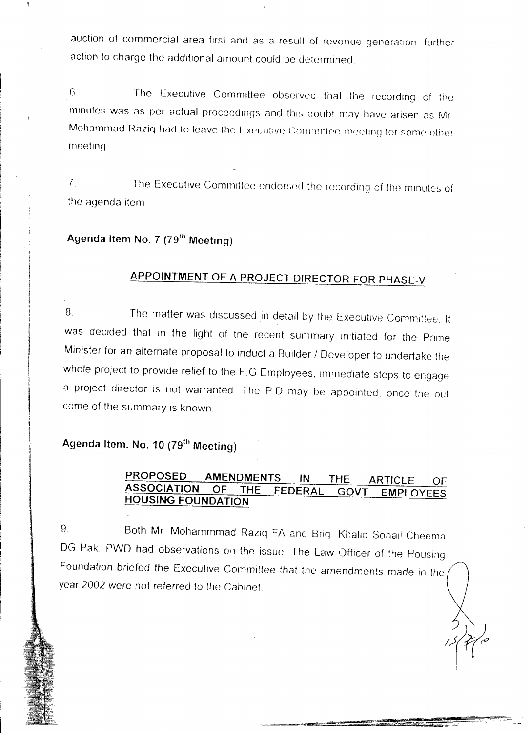auction of commercial area first and as a result of revenue generation, further action to charge the additional amount could be determined.

6. The Executive Committee observed that the recording of the minutes was as per actual proceedings and this doubt may have arisen as Mr Mohammad Raziq had to leave the Executive Committee meeting for some other meeting.

7. The Executive Committee endorsed the recording of the minutes of the agenda item.

**Agenda Item No. 7 (79th Meeting)**

**APPOINTMENT OF A PROJECT DIRECTOR FOR PHASE-V**

8. The matter was discussed in detail by the Executive Committee. It was decided that in the light of the recent summary initiated for the Prime Minister for an alternate proposal to induct a Builder / Developer to undertake the whole project to provide relief to the F.G Employees, immediate steps to engage a project director is not warranted. The P.D may be appointed, once the out come of the summary is known.

**Agenda Item. No. 10 (79th Meeting)**

**PROPOSED AMENDMENTS IN THE ARTICLE OF ASSOCIATION OF THE FEDERAL GOVT EMPLOYEES HOUSING FOUNDATION**

9. Both Mr. Mohammmad Raziq FA and Brig. Khalid Sohail Cheema DG Pak. PWD had observations on the issue. The Law Officer of the Housing Foundation briefed the Executive Committee that the amendments made in the year 2002 were not referred to the Cabinet.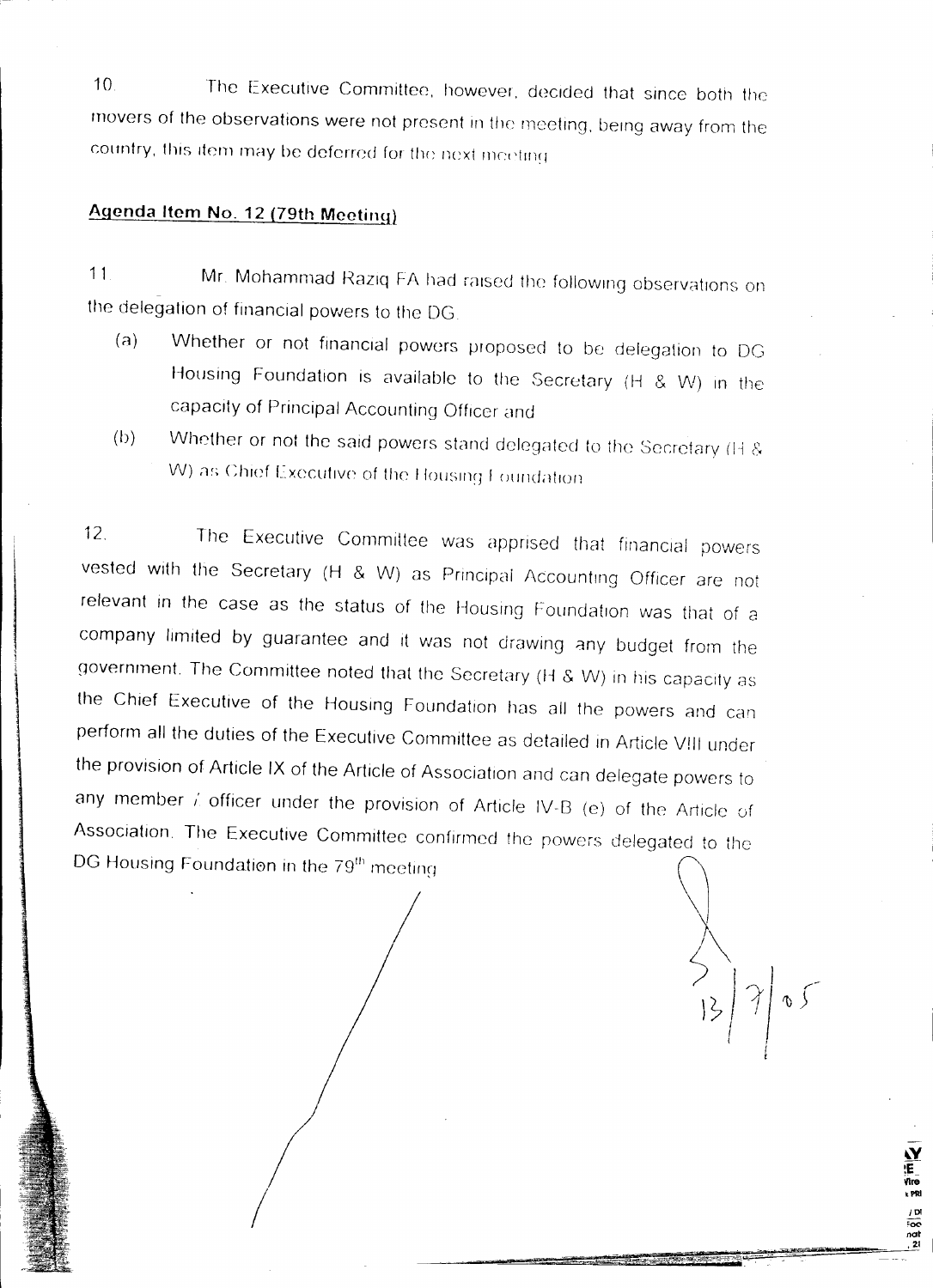10. The Executive Committee, however, decided that since both the movers of the observations were not present in the meeting, being away from the country, this item may be deferred for the next meeting.

**Agenda Item No. 12 (79th Meeting)**

11. Mr. Mohammad Raziq FA had raised the following observations on the delegation of financial powers to the DG.

(a) Whether or not financial powers proposed to be delegation to DG Housing Foundation is available to the Secretary (H & W) in the capacity of Principal Accounting Officer and

(b) Whether or not the said powers stand delegated to the Secretary (H & W) as Chief Executive of the Housing Foundation.

12. The Executive Committee was apprised that financial powers vested with the Secretary (H & W) as Principal Accounting Officer are not relevant in the case as the status of the Housing Foundation was that of a company limited by guarantee and it was not drawing any budget from the government. The Committee noted that the Secretary (H & W) in his capacity as the Chief Executive of the Housing Foundation has all the powers and can perform all the duties of the Executive Committee as detailed in Article VIII under the provision of Article IX of the Article of Association and can delegate powers to any member / officer under the provision of Article IV-B (e) of the Article of Association. The Executive Committee confirmed the powers delegated to the DG Housing Foundation in the 79th meeting.

13/7/05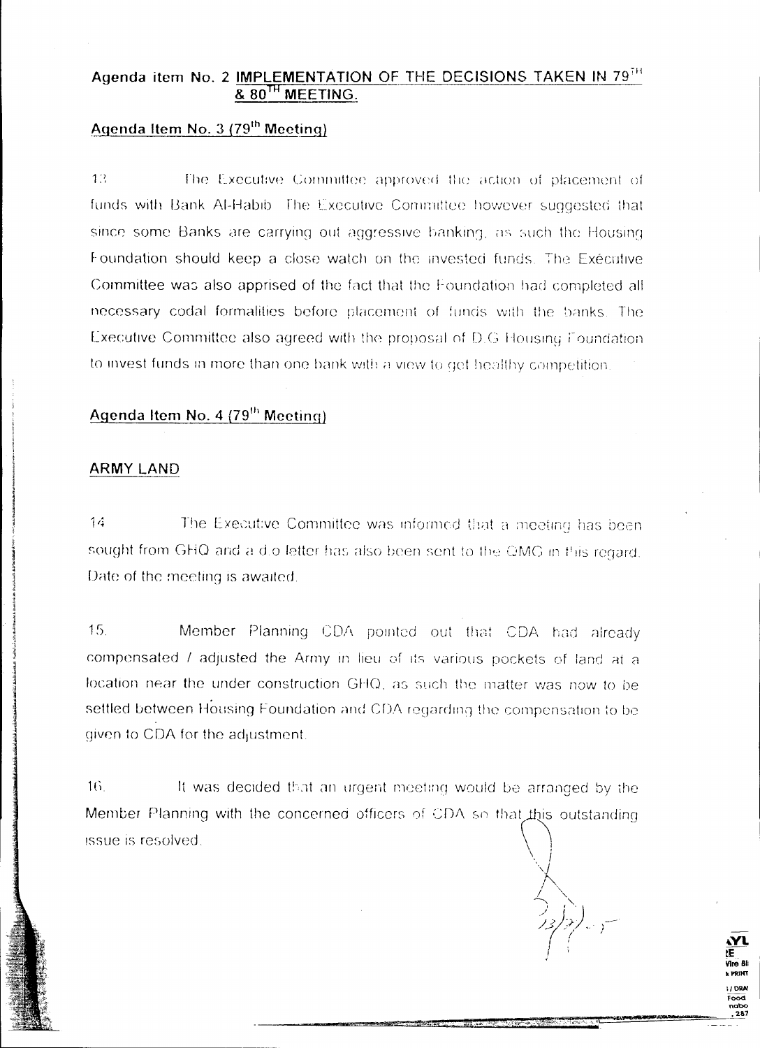## Agenda item No. 2 <u>IMPLEMENTATION OF THE DECISIONS TAKEN IN 79^TH & 80^TH MEETING.</u>

### <u>Agenda Item No. 3 (79^th Meeting)</u>

13 The Executive Committee approved the action of placement of funds with Bank Al-Habib. The Executive Committee however suggested that since some Banks are carrying out aggressive banking, as such the Housing Foundation should keep a close watch on the invested funds. The Executive Committee was also apprised of the fact that the Foundation had completed all necessary codal formalities before placement of funds with the banks. The Executive Committee also agreed with the proposal of D.G Housing Foundation to invest funds in more than one bank with a view to get healthy competition.

### <u>Agenda Item No. 4 (79^th Meeting)</u>

#### <u>ARMY LAND</u>

14 The Executive Committee was informed that a meeting has been sought from GHQ and a d.o letter has also been sent to the QMG in this regard. Date of the meeting is awaited.

15. Member Planning CDA pointed out that CDA had already compensated / adjusted the Army in lieu of its various pockets of land at a location near the under construction GHQ, as such the matter was now to be settled between Housing Foundation and CDA regarding the compensation to be given to CDA for the adjustment.

16. It was decided that an urgent meeting would be arranged by the Member Planning with the concerned officers of CDA so that this outstanding issue is resolved.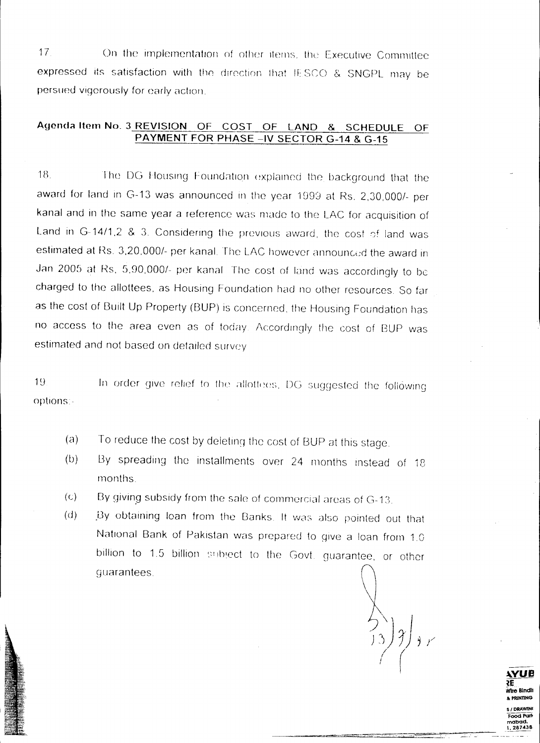17. On the implementation of other items, the Executive Committee expressed its satisfaction with the direction that IESCO & SNGPL may be persued vigorously for early action.

**Agenda Item No. 3 <u>REVISION OF COST OF LAND & SCHEDULE OF PAYMENT FOR PHASE –IV SECTOR G-14 & G-15</u>**

18. The DG Housing Foundation explained the background that the award for land in G-13 was announced in the year 1999 at Rs. 2,30,000/- per kanal and in the same year a reference was made to the LAC for acquisition of Land in G-14/1,2 & 3. Considering the previous award, the cost of land was estimated at Rs. 3,20,000/- per kanal. The LAC however announced the award in Jan 2005 at Rs. 5,90,000/- per kanal. The cost of land was accordingly to be charged to the allottees, as Housing Foundation had no other resources. So far as the cost of Built Up Property (BUP) is concerned, the Housing Foundation has no access to the area even as of today. Accordingly the cost of BUP was estimated and not based on detailed survey.

19. In order give relief to the allottees, DG suggested the following options:-

(a) To reduce the cost by deleting the cost of BUP at this stage.

(b) By spreading the installments over 24 months instead of 18 months.

(c) By giving subsidy from the sale of commercial areas of G-13.

(d) By obtaining loan from the Banks. It was also pointed out that National Bank of Pakistan was prepared to give a loan from 1.0 billion to 1.5 billion subject to the Govt. guarantee, or other guarantees.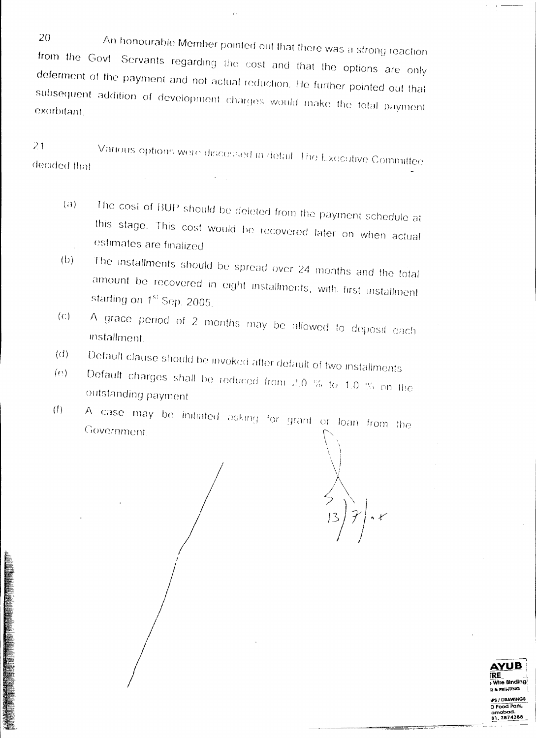20. An honourable Member pointed out that there was a strong reaction from the Govt. Servants regarding the cost and that the options are only deferment of the payment and not actual reduction. He further pointed out that subsequent addition of development charges would make the total payment exorbitant.

21. Various options were discussed in detail. The Executive Committee decided that.

(a) The cost of BUP should be deleted from the payment schedule at this stage. This cost would be recovered later on when actual estimates are finalized.

(b) The installments should be spread over 24 months and the total amount be recovered in eight installments, with first installment starting on 1st Sep. 2005.

(c) A grace period of 2 months may be allowed to deposit each installment.

(d) Default clause should be invoked after default of two installments.

(e) Default charges shall be reduced from 2.0 % to 1.0 % on the outstanding payment.

(f) A case may be initiated asking for grant or loan from the Government.

13/7/05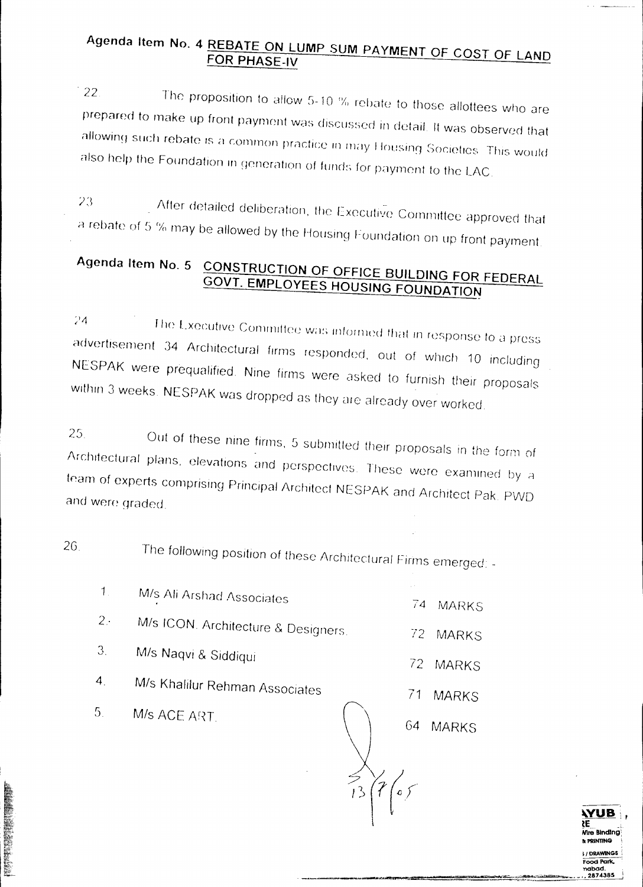## Agenda Item No. 4 REBATE ON LUMP SUM PAYMENT OF COST OF LAND FOR PHASE-IV

22. The proposition to allow 5-10 % rebate to those allottees who are prepared to make up front payment was discussed in detail. It was observed that allowing such rebate is a common practice in may Housing Societies. This would also help the Foundation in generation of funds for payment to the LAC.

23. After detailed deliberation, the Executive Committee approved that a rebate of 5 % may be allowed by the Housing Foundation on up front payment.

## Agenda Item No. 5 CONSTRUCTION OF OFFICE BUILDING FOR FEDERAL GOVT. EMPLOYEES HOUSING FOUNDATION

24. The Executive Committee was informed that in response to a press advertisement 34 Architectural firms responded, out of which 10 including NESPAK were prequalified. Nine firms were asked to furnish their proposals within 3 weeks. NESPAK was dropped as they are already over worked.

25. Out of these nine firms, 5 submitted their proposals in the form of Architectural plans, elevations and perspectives. These were examined by a team of experts comprising Principal Architect NESPAK and Architect Pak. PWD and were graded.

26. The following position of these Architectural Firms emerged: -

| | | |
|---|---|---|
| 1. | M/s Ali Arshad Associates | 74 MARKS |
| 2. | M/s ICON. Architecture & Designers. | 72 MARKS |
| 3. | M/s Naqvi & Siddiqui | 72 MARKS |
| 4. | M/s Khalilur Rehman Associates | 71 MARKS |
| 5. | M/s ACE ART. | 64 MARKS |

13/7/05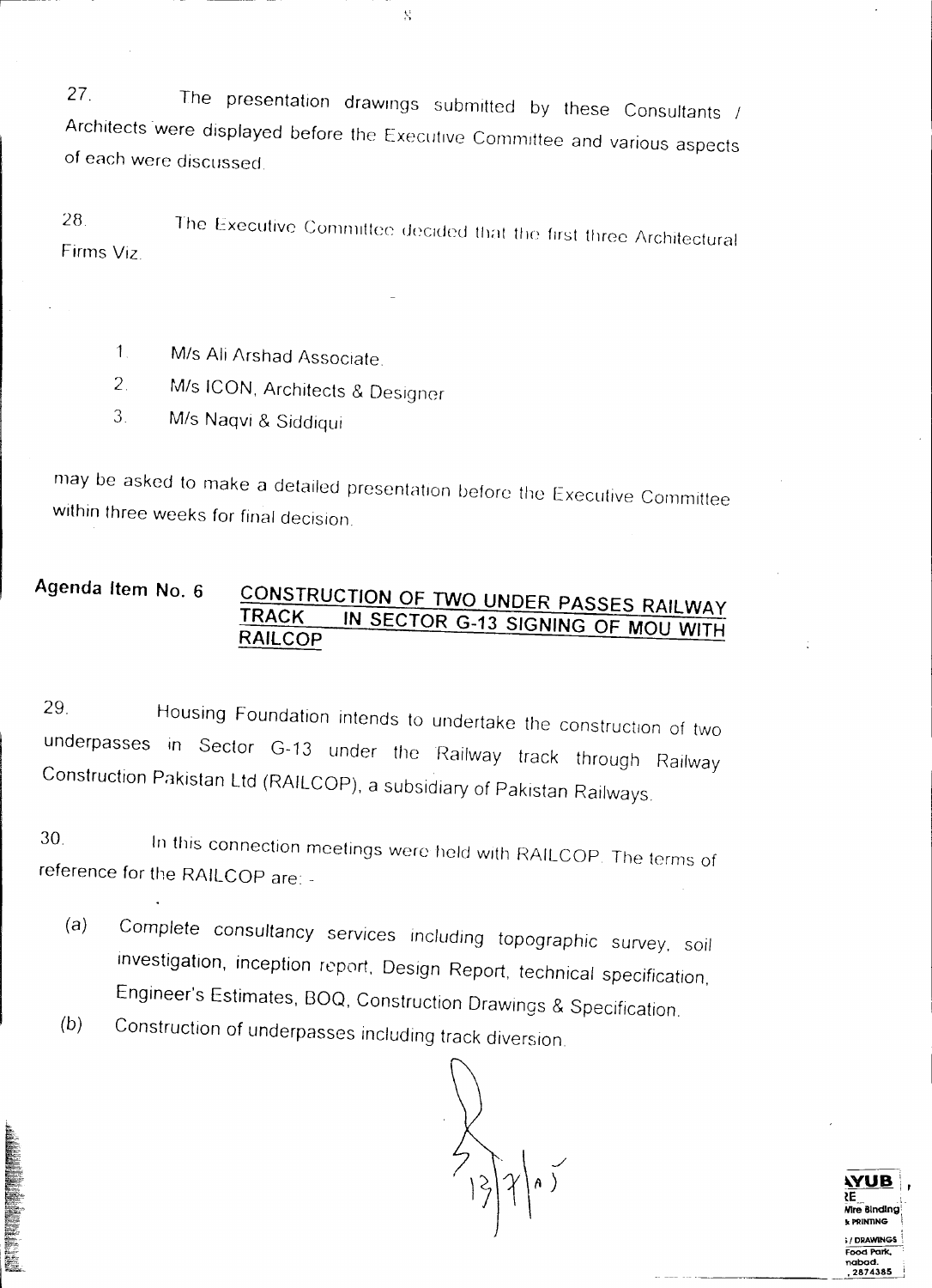27. The presentation drawings submitted by these Consultants / Architects were displayed before the Executive Committee and various aspects of each were discussed.

28. The Executive Committee decided that the first three Architectural Firms Viz.

1. M/s Ali Arshad Associate.
2. M/s ICON, Architects & Designer
3. M/s Naqvi & Siddiqui

may be asked to make a detailed presentation before the Executive Committee within three weeks for final decision.

**Agenda Item No. 6** **<u>CONSTRUCTION OF TWO UNDER PASSES RAILWAY TRACK IN SECTOR G-13 SIGNING OF MOU WITH RAILCOP</u>**

29. Housing Foundation intends to undertake the construction of two underpasses in Sector G-13 under the Railway track through Railway Construction Pakistan Ltd (RAILCOP), a subsidiary of Pakistan Railways.

30. In this connection meetings were held with RAILCOP. The terms of reference for the RAILCOP are: -

(a) Complete consultancy services including topographic survey, soil investigation, inception report, Design Report, technical specification, Engineer's Estimates, BOQ, Construction Drawings & Specification.

(b) Construction of underpasses including track diversion.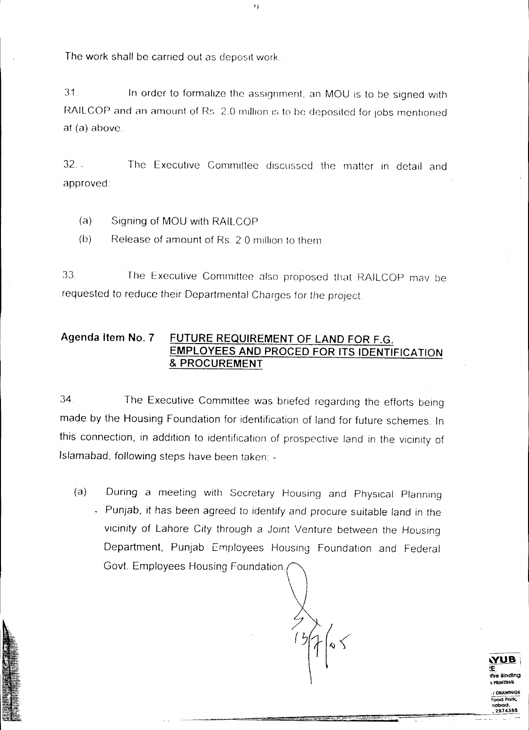The work shall be carried out as deposit work.

31. In order to formalize the assignment, an MOU is to be signed with RAILCOP and an amount of Rs. 2.0 million is to be deposited for jobs mentioned at (a) above.

32. The Executive Committee discussed the matter in detail and approved:

(a) Signing of MOU with RAILCOP

(b) Release of amount of Rs. 2.0 million to them

33. The Executive Committee also proposed that RAILCOP may be requested to reduce their Departmental Charges for the project.

**Agenda item No. 7** **<u>FUTURE REQUIREMENT OF LAND FOR F.G. EMPLOYEES AND PROCED FOR ITS IDENTIFICATION & PROCUREMENT</u>**

34. The Executive Committee was briefed regarding the efforts being made by the Housing Foundation for identification of land for future schemes. In this connection, in addition to identification of prospective land in the vicinity of Islamabad, following steps have been taken: -

(a) During a meeting with Secretary Housing and Physical Planning Punjab, it has been agreed to identify and procure suitable land in the vicinity of Lahore City through a Joint Venture between the Housing Department, Punjab Employees Housing Foundation and Federal Govt. Employees Housing Foundation.

13/7/05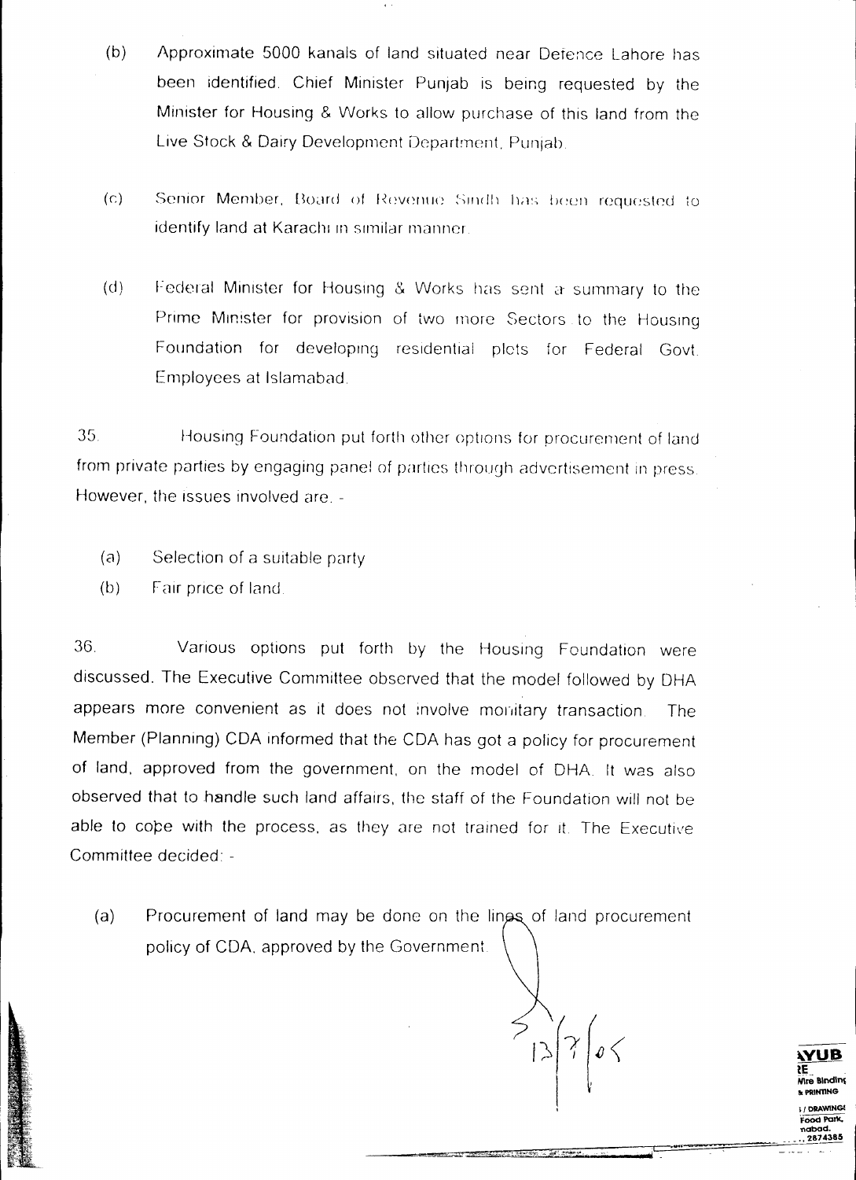(b) Approximate 5000 kanals of land situated near Defence Lahore has been identified. Chief Minister Punjab is being requested by the Minister for Housing & Works to allow purchase of this land from the Live Stock & Dairy Development Department, Punjab.

(c) Senior Member, Board of Revenue Sindh has been requested to identify land at Karachi in similar manner.

(d) Federal Minister for Housing & Works has sent a summary to the Prime Minister for provision of two more Sectors to the Housing Foundation for developing residential plots for Federal Govt. Employees at Islamabad.

35. Housing Foundation put forth other options for procurement of land from private parties by engaging panel of parties through advertisement in press. However, the issues involved are. -

(a) Selection of a suitable party
(b) Fair price of land.

36. Various options put forth by the Housing Foundation were discussed. The Executive Committee observed that the model followed by DHA appears more convenient as it does not involve monitary transaction. The Member (Planning) CDA informed that the CDA has got a policy for procurement of land, approved from the government, on the model of DHA. It was also observed that to handle such land affairs, the staff of the Foundation will not be able to cope with the process, as they are not trained for it. The Executive Committee decided: -

(a) Procurement of land may be done on the lines of land procurement policy of CDA, approved by the Government.

13/7/05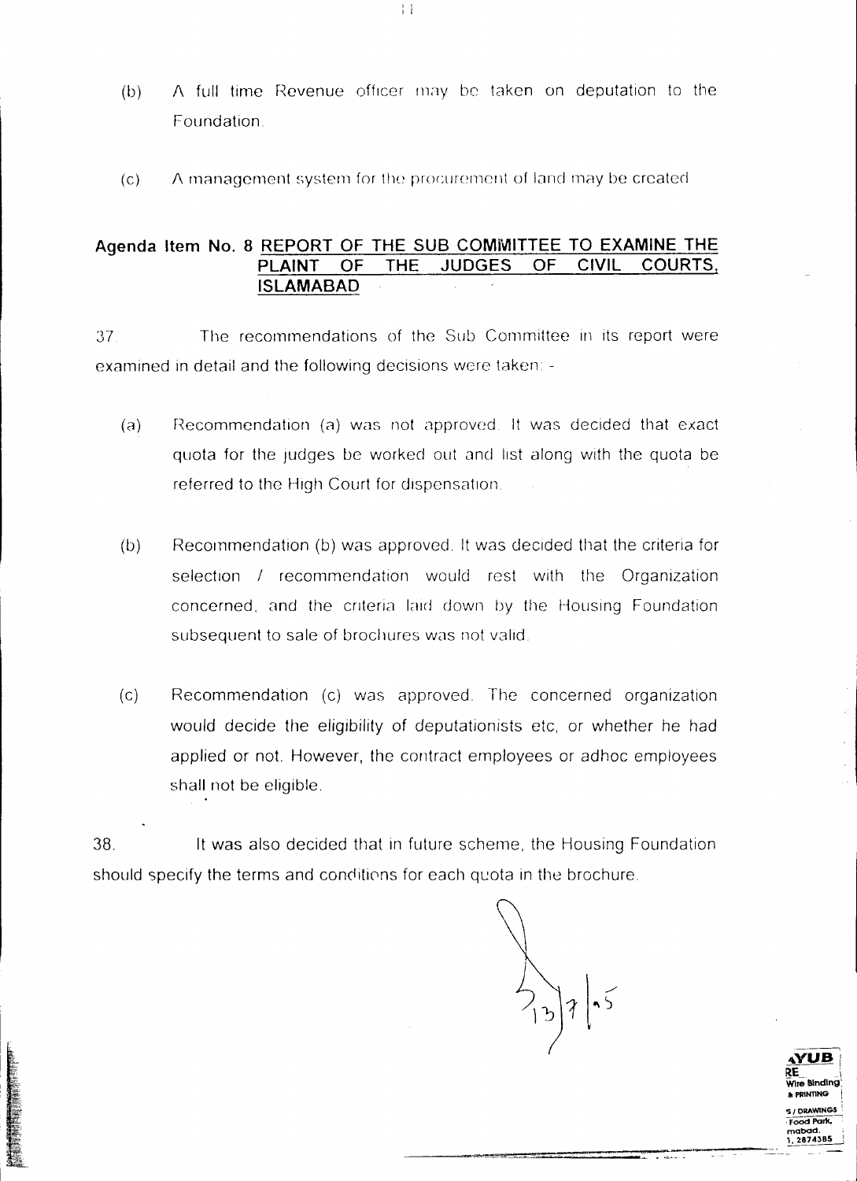(b) A full time Revenue officer may be taken on deputation to the Foundation.

(c) A management system for the procurement of land may be created

## Agenda Item No. 8 REPORT OF THE SUB COMMITTEE TO EXAMINE THE PLAINT OF THE JUDGES OF CIVIL COURTS, ISLAMABAD

37. The recommendations of the Sub Committee in its report were examined in detail and the following decisions were taken: -

(a) Recommendation (a) was not approved. It was decided that exact quota for the judges be worked out and list along with the quota be referred to the High Court for dispensation.

(b) Recommendation (b) was approved. It was decided that the criteria for selection / recommendation would rest with the Organization concerned, and the criteria laid down by the Housing Foundation subsequent to sale of brochures was not valid.

(c) Recommendation (c) was approved. The concerned organization would decide the eligibility of deputationists etc, or whether he had applied or not. However, the contract employees or adhoc employees shall not be eligible.

38. It was also decided that in future scheme, the Housing Foundation should specify the terms and conditions for each quota in the brochure.

13/7/05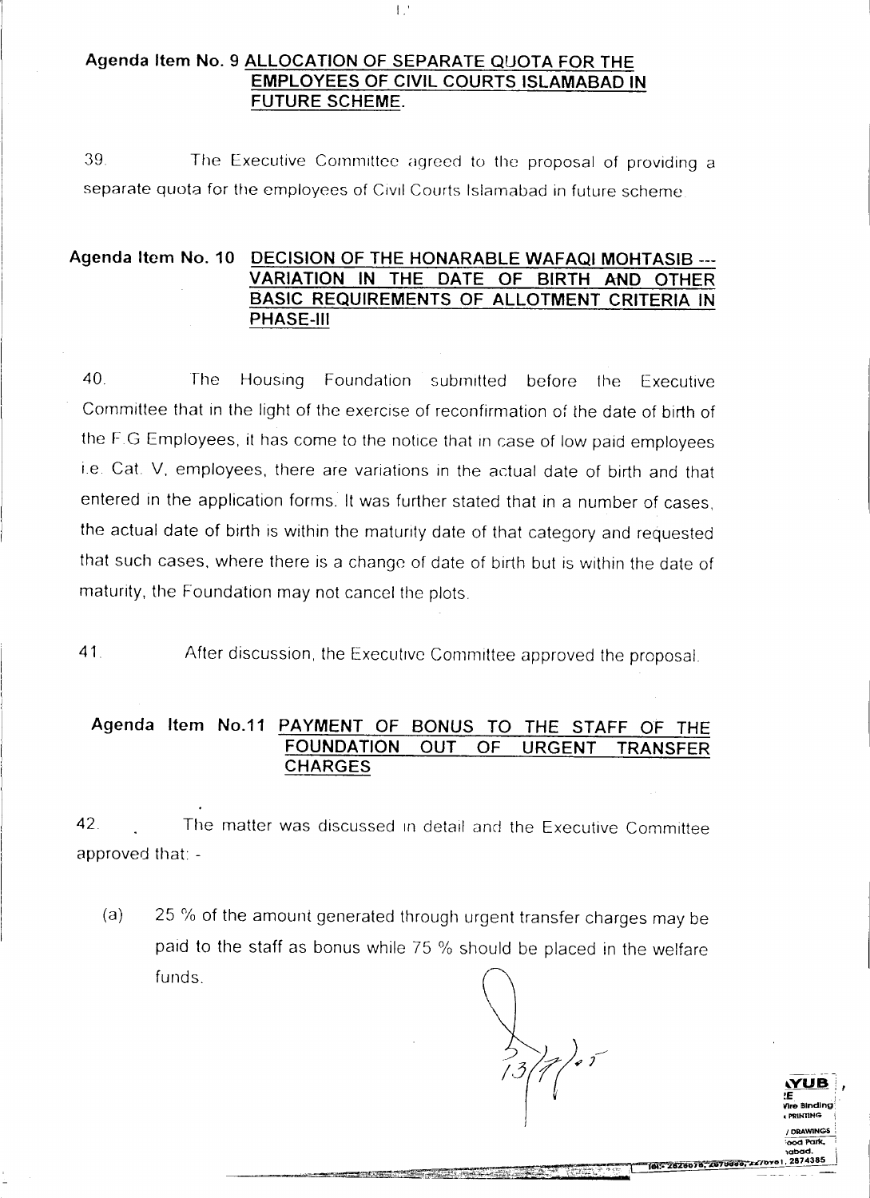**Agenda Item No. 9 ALLOCATION OF SEPARATE QUOTA FOR THE EMPLOYEES OF CIVIL COURTS ISLAMABAD IN FUTURE SCHEME.**

39. The Executive Committee agreed to the proposal of providing a separate quota for the employees of Civil Courts Islamabad in future scheme.

**Agenda Item No. 10 DECISION OF THE HONARABLE WAFAQI MOHTASIB --- VARIATION IN THE DATE OF BIRTH AND OTHER BASIC REQUIREMENTS OF ALLOTMENT CRITERIA IN PHASE-III**

40. The Housing Foundation submitted before the Executive Committee that in the light of the exercise of reconfirmation of the date of birth of the F.G Employees, it has come to the notice that in case of low paid employees i.e. Cat. V, employees, there are variations in the actual date of birth and that entered in the application forms. It was further stated that in a number of cases, the actual date of birth is within the maturity date of that category and requested that such cases, where there is a change of date of birth but is within the date of maturity, the Foundation may not cancel the plots.

41. After discussion, the Executive Committee approved the proposal.

**Agenda Item No.11 PAYMENT OF BONUS TO THE STAFF OF THE FOUNDATION OUT OF URGENT TRANSFER CHARGES**

42. The matter was discussed in detail and the Executive Committee approved that: -

(a) 25 % of the amount generated through urgent transfer charges may be paid to the staff as bonus while 75 % should be placed in the welfare funds.

13/7/05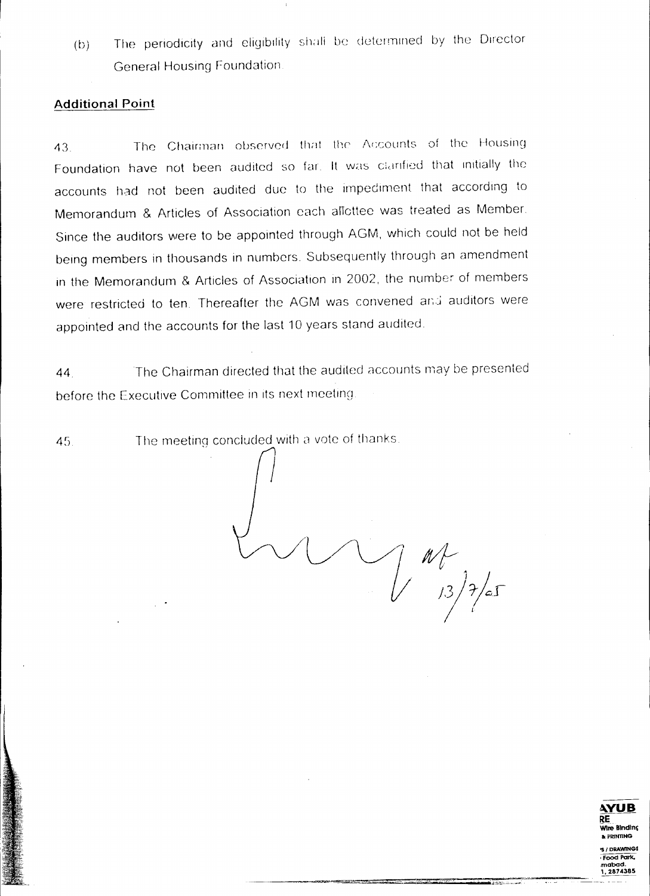(b) The periodicity and eligibility shall be determined by the Director General Housing Foundation.

**Additional Point**

43. The Chairman observed that the Accounts of the Housing Foundation have not been audited so far. It was clarified that initially the accounts had not been audited due to the impediment that according to Memorandum & Articles of Association each allottee was treated as Member. Since the auditors were to be appointed through AGM, which could not be held being members in thousands in numbers. Subsequently through an amendment in the Memorandum & Articles of Association in 2002, the number of members were restricted to ten. Thereafter the AGM was convened and auditors were appointed and the accounts for the last 10 years stand audited.

44. The Chairman directed that the audited accounts may be presented before the Executive Committee in its next meeting.

45. The meeting concluded with a vote of thanks.

13/7/05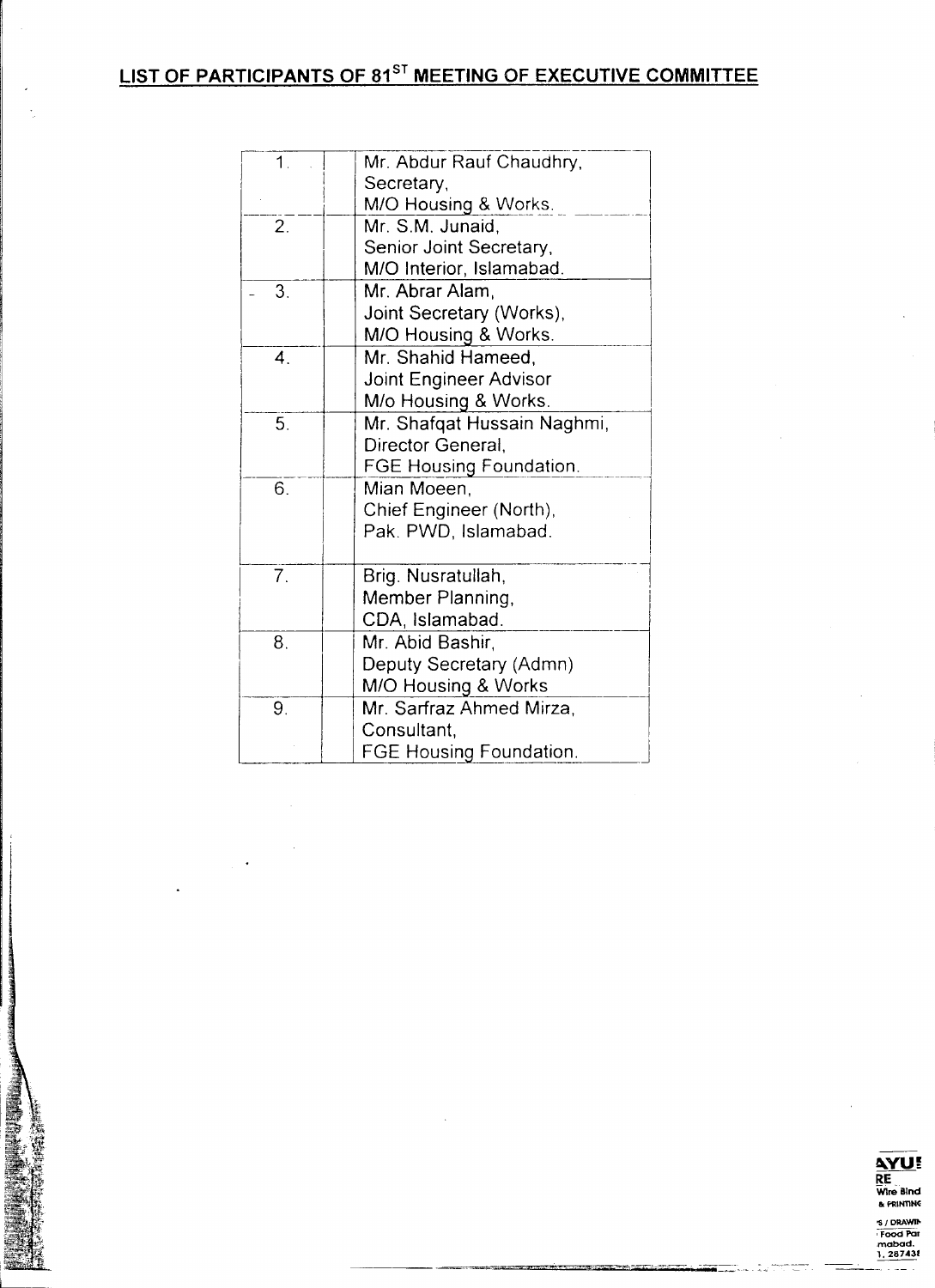## LIST OF PARTICIPANTS OF 81ST MEETING OF EXECUTIVE COMMITTEE

| | |
|---|---|
| 1. | Mr. Abdur Rauf Chaudhry, Secretary, M/O Housing & Works. |
| 2. | Mr. S.M. Junaid, Senior Joint Secretary, M/O Interior, Islamabad. |
| 3. | Mr. Abrar Alam, Joint Secretary (Works), M/O Housing & Works. |
| 4. | Mr. Shahid Hameed, Joint Engineer Advisor M/o Housing & Works. |
| 5. | Mr. Shafqat Hussain Naghmi, Director General, FGE Housing Foundation. |
| 6. | Mian Moeen, Chief Engineer (North), Pak. PWD, Islamabad. |
| 7. | Brig. Nusratullah, Member Planning, CDA, Islamabad. |
| 8. | Mr. Abid Bashir, Deputy Secretary (Admn) M/O Housing & Works |
| 9. | Mr. Sarfraz Ahmed Mirza, Consultant, FGE Housing Foundation. |